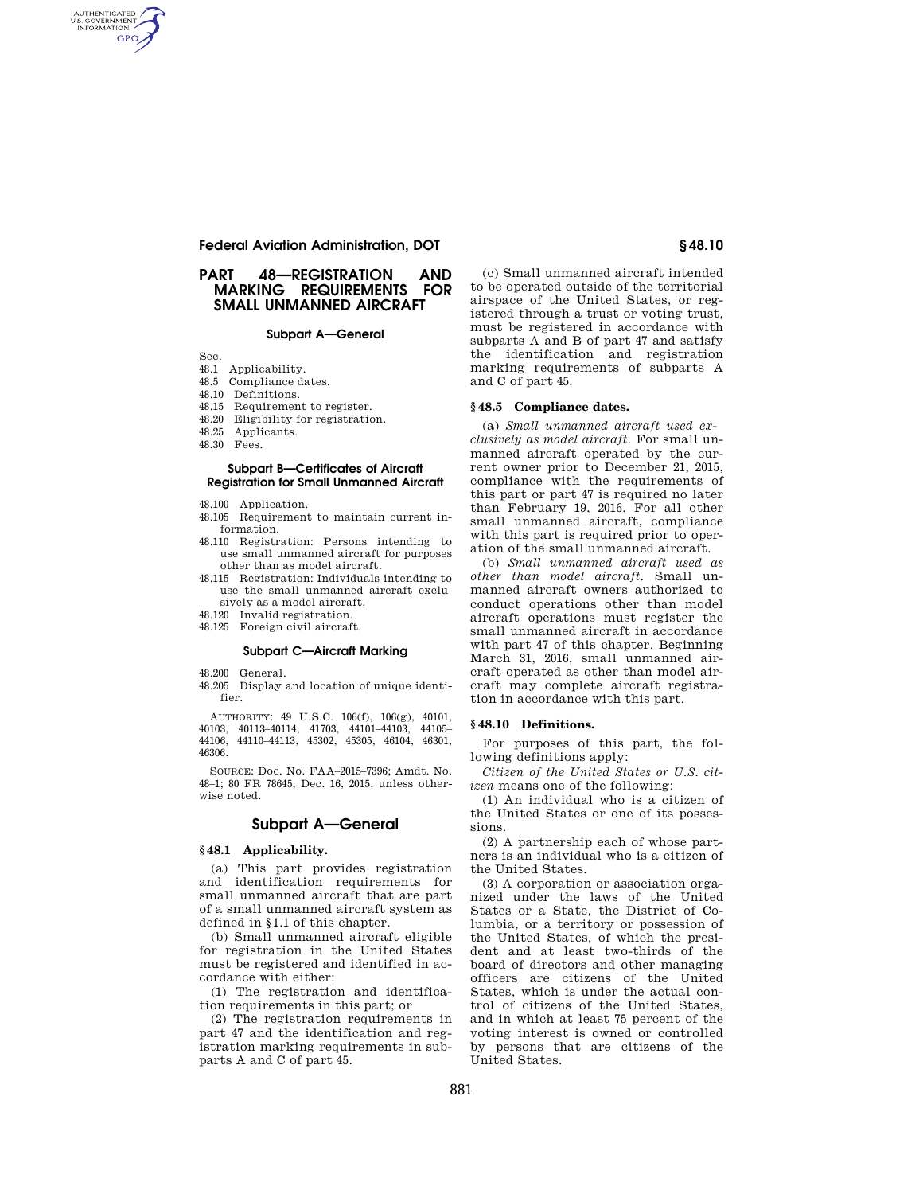# PART 48—REGISTRATION AND MARKING REQUIREMENTS FOR SMALL UNMANNED AIRCRAFT

## Subpart A—General

Sec.
48.1 Applicability.
48.5 Compliance dates.
48.10 Definitions.
48.15 Requirement to register.
48.20 Eligibility for registration.
48.25 Applicants.
48.30 Fees.

## Subpart B—Certificates of Aircraft Registration for Small Unmanned Aircraft

48.100 Application.
48.105 Requirement to maintain current information.
48.110 Registration: Persons intending to use small unmanned aircraft for purposes other than as model aircraft.
48.115 Registration: Individuals intending to use the small unmanned aircraft exclusively as a model aircraft.
48.120 Invalid registration.
48.125 Foreign civil aircraft.

## Subpart C—Aircraft Marking

48.200 General.
48.205 Display and location of unique identifier.

AUTHORITY: 49 U.S.C. 106(f), 106(g), 40101, 40103, 40113–40114, 41703, 44101–44103, 44105–44106, 44110–44113, 45302, 45305, 46104, 46301, 46306.

SOURCE: Doc. No. FAA–2015–7396; Amdt. No. 48–1; 80 FR 78645, Dec. 16, 2015, unless otherwise noted.

## Subpart A—General

### § 48.1 Applicability.

(a) This part provides registration and identification requirements for small unmanned aircraft that are part of a small unmanned aircraft system as defined in §1.1 of this chapter.

(b) Small unmanned aircraft eligible for registration in the United States must be registered and identified in accordance with either:

(1) The registration and identification requirements in this part; or

(2) The registration requirements in part 47 and the identification and registration marking requirements in subparts A and C of part 45.

(c) Small unmanned aircraft intended to be operated outside of the territorial airspace of the United States, or registered through a trust or voting trust, must be registered in accordance with subparts A and B of part 47 and satisfy the identification and registration marking requirements of subparts A and C of part 45.

### § 48.5 Compliance dates.

(a) *Small unmanned aircraft used exclusively as model aircraft.* For small unmanned aircraft operated by the current owner prior to December 21, 2015, compliance with the requirements of this part or part 47 is required no later than February 19, 2016. For all other small unmanned aircraft, compliance with this part is required prior to operation of the small unmanned aircraft.

(b) *Small unmanned aircraft used as other than model aircraft.* Small unmanned aircraft owners authorized to conduct operations other than model aircraft operations must register the small unmanned aircraft in accordance with part 47 of this chapter. Beginning March 31, 2016, small unmanned aircraft operated as other than model aircraft may complete aircraft registration in accordance with this part.

### § 48.10 Definitions.

For purposes of this part, the following definitions apply:

*Citizen of the United States or U.S. citizen* means one of the following:

(1) An individual who is a citizen of the United States or one of its possessions.

(2) A partnership each of whose partners is an individual who is a citizen of the United States.

(3) A corporation or association organized under the laws of the United States or a State, the District of Columbia, or a territory or possession of the United States, of which the president and at least two-thirds of the board of directors and other managing officers are citizens of the United States, which is under the actual control of citizens of the United States, and in which at least 75 percent of the voting interest is owned or controlled by persons that are citizens of the United States.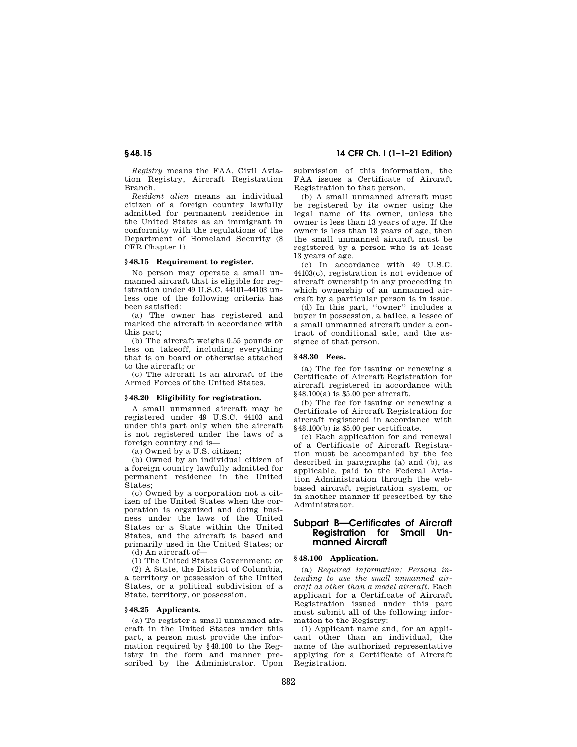*Registry* means the FAA, Civil Aviation Registry, Aircraft Registration Branch.

*Resident alien* means an individual citizen of a foreign country lawfully admitted for permanent residence in the United States as an immigrant in conformity with the regulations of the Department of Homeland Security (8 CFR Chapter 1).

### § 48.15 Requirement to register.

No person may operate a small unmanned aircraft that is eligible for registration under 49 U.S.C. 44101–44103 unless one of the following criteria has been satisfied:

(a) The owner has registered and marked the aircraft in accordance with this part;

(b) The aircraft weighs 0.55 pounds or less on takeoff, including everything that is on board or otherwise attached to the aircraft; or

(c) The aircraft is an aircraft of the Armed Forces of the United States.

### § 48.20 Eligibility for registration.

A small unmanned aircraft may be registered under 49 U.S.C. 44103 and under this part only when the aircraft is not registered under the laws of a foreign country and is—

(a) Owned by a U.S. citizen;

(b) Owned by an individual citizen of a foreign country lawfully admitted for permanent residence in the United States;

(c) Owned by a corporation not a citizen of the United States when the corporation is organized and doing business under the laws of the United States or a State within the United States, and the aircraft is based and primarily used in the United States; or

(d) An aircraft of—

(1) The United States Government; or

(2) A State, the District of Columbia, a territory or possession of the United States, or a political subdivision of a State, territory, or possession.

### § 48.25 Applicants.

(a) To register a small unmanned aircraft in the United States under this part, a person must provide the information required by § 48.100 to the Registry in the form and manner prescribed by the Administrator. Upon submission of this information, the FAA issues a Certificate of Aircraft Registration to that person.

(b) A small unmanned aircraft must be registered by its owner using the legal name of its owner, unless the owner is less than 13 years of age. If the owner is less than 13 years of age, then the small unmanned aircraft must be registered by a person who is at least 13 years of age.

(c) In accordance with 49 U.S.C. 44103(c), registration is not evidence of aircraft ownership in any proceeding in which ownership of an unmanned aircraft by a particular person is in issue.

(d) In this part, ''owner'' includes a buyer in possession, a bailee, a lessee of a small unmanned aircraft under a contract of conditional sale, and the assignee of that person.

### § 48.30 Fees.

(a) The fee for issuing or renewing a Certificate of Aircraft Registration for aircraft registered in accordance with § 48.100(a) is $5.00 per aircraft.

(b) The fee for issuing or renewing a Certificate of Aircraft Registration for aircraft registered in accordance with § 48.100(b) is $5.00 per certificate.

(c) Each application for and renewal of a Certificate of Aircraft Registration must be accompanied by the fee described in paragraphs (a) and (b), as applicable, paid to the Federal Aviation Administration through the web-based aircraft registration system, or in another manner if prescribed by the Administrator.

## Subpart B—Certificates of Aircraft Registration for Small Unmanned Aircraft

### § 48.100 Application.

(a) *Required information: Persons intending to use the small unmanned aircraft as other than a model aircraft.* Each applicant for a Certificate of Aircraft Registration issued under this part must submit all of the following information to the Registry:

(1) Applicant name and, for an applicant other than an individual, the name of the authorized representative applying for a Certificate of Aircraft Registration.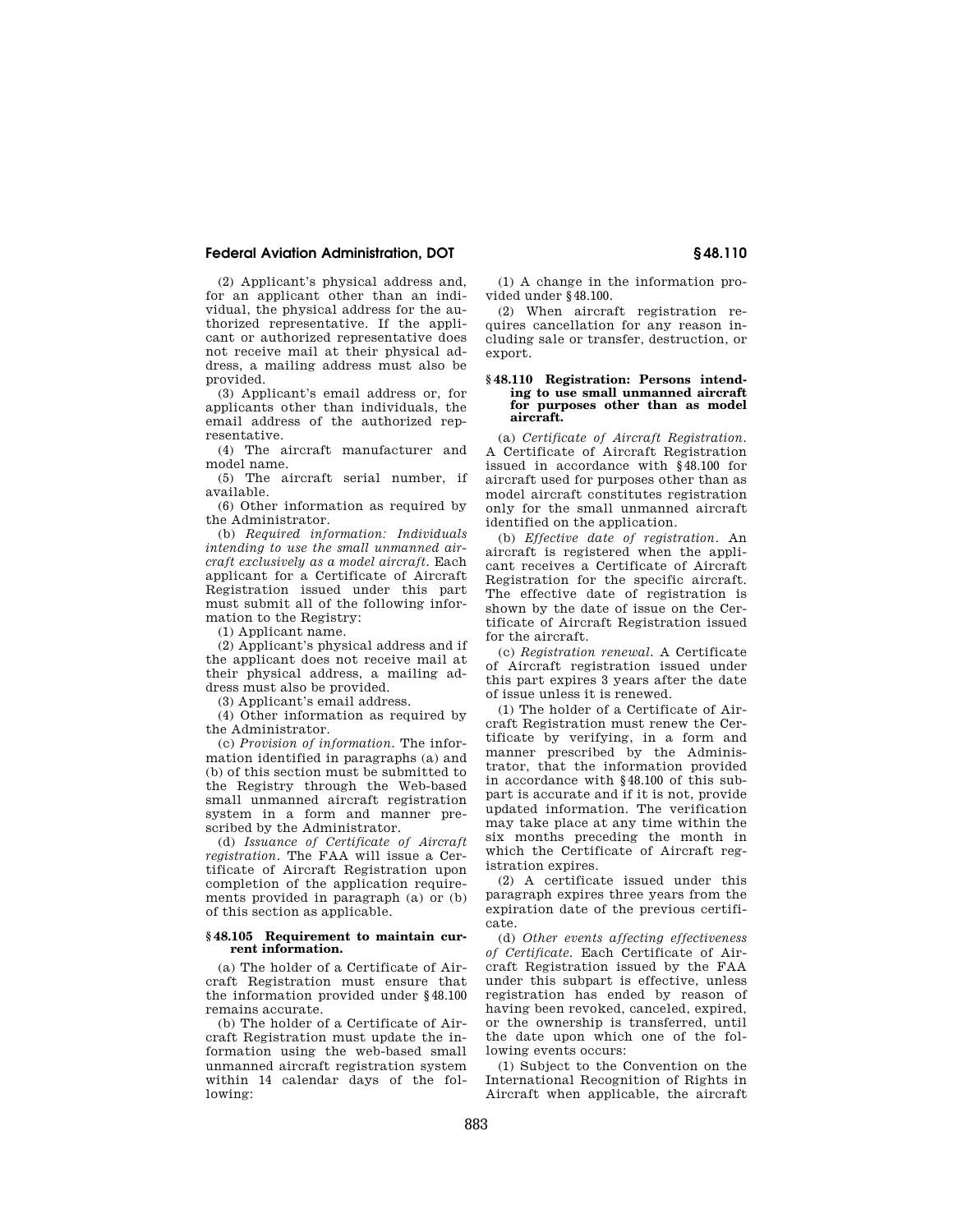(2) Applicant's physical address and, for an applicant other than an individual, the physical address for the authorized representative. If the applicant or authorized representative does not receive mail at their physical address, a mailing address must also be provided.

(3) Applicant's email address or, for applicants other than individuals, the email address of the authorized representative.

(4) The aircraft manufacturer and model name.

(5) The aircraft serial number, if available.

(6) Other information as required by the Administrator.

(b) *Required information: Individuals intending to use the small unmanned aircraft exclusively as a model aircraft.* Each applicant for a Certificate of Aircraft Registration issued under this part must submit all of the following information to the Registry:

(1) Applicant name.

(2) Applicant's physical address and if the applicant does not receive mail at their physical address, a mailing address must also be provided.

(3) Applicant's email address.

(4) Other information as required by the Administrator.

(c) *Provision of information.* The information identified in paragraphs (a) and (b) of this section must be submitted to the Registry through the Web-based small unmanned aircraft registration system in a form and manner prescribed by the Administrator.

(d) *Issuance of Certificate of Aircraft registration.* The FAA will issue a Certificate of Aircraft Registration upon completion of the application requirements provided in paragraph (a) or (b) of this section as applicable.

### § 48.105 Requirement to maintain current information.

(a) The holder of a Certificate of Aircraft Registration must ensure that the information provided under § 48.100 remains accurate.

(b) The holder of a Certificate of Aircraft Registration must update the information using the web-based small unmanned aircraft registration system within 14 calendar days of the following:

(1) A change in the information provided under § 48.100.

(2) When aircraft registration requires cancellation for any reason including sale or transfer, destruction, or export.

### § 48.110 Registration: Persons intending to use small unmanned aircraft for purposes other than as model aircraft.

(a) *Certificate of Aircraft Registration.* A Certificate of Aircraft Registration issued in accordance with § 48.100 for aircraft used for purposes other than as model aircraft constitutes registration only for the small unmanned aircraft identified on the application.

(b) *Effective date of registration.* An aircraft is registered when the applicant receives a Certificate of Aircraft Registration for the specific aircraft. The effective date of registration is shown by the date of issue on the Certificate of Aircraft Registration issued for the aircraft.

(c) *Registration renewal.* A Certificate of Aircraft registration issued under this part expires 3 years after the date of issue unless it is renewed.

(1) The holder of a Certificate of Aircraft Registration must renew the Certificate by verifying, in a form and manner prescribed by the Administrator, that the information provided in accordance with § 48.100 of this subpart is accurate and if it is not, provide updated information. The verification may take place at any time within the six months preceding the month in which the Certificate of Aircraft registration expires.

(2) A certificate issued under this paragraph expires three years from the expiration date of the previous certificate.

(d) *Other events affecting effectiveness of Certificate.* Each Certificate of Aircraft Registration issued by the FAA under this subpart is effective, unless registration has ended by reason of having been revoked, canceled, expired, or the ownership is transferred, until the date upon which one of the following events occurs:

(1) Subject to the Convention on the International Recognition of Rights in Aircraft when applicable, the aircraft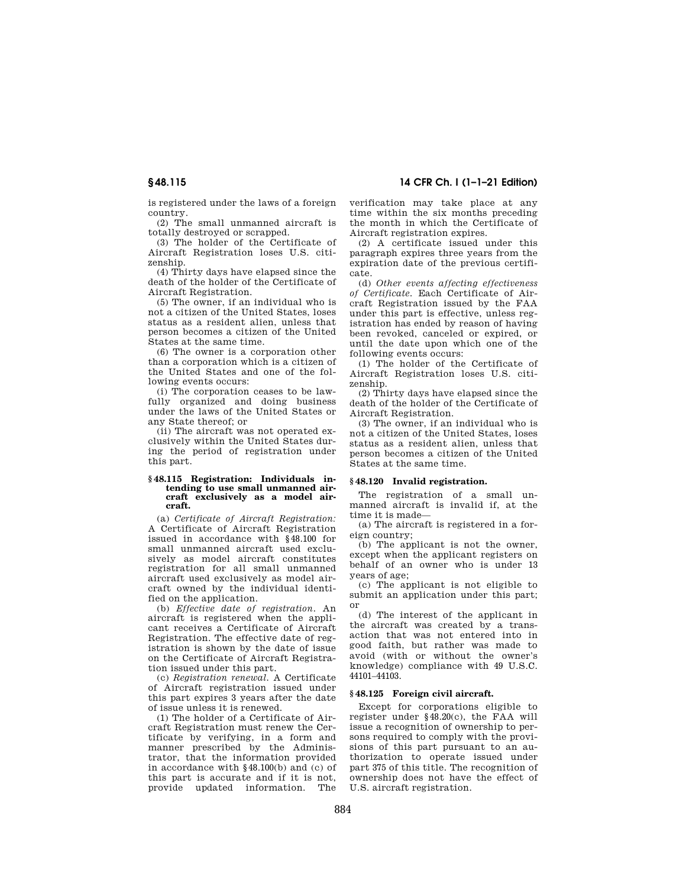is registered under the laws of a foreign country.

(2) The small unmanned aircraft is totally destroyed or scrapped.

(3) The holder of the Certificate of Aircraft Registration loses U.S. citizenship.

(4) Thirty days have elapsed since the death of the holder of the Certificate of Aircraft Registration.

(5) The owner, if an individual who is not a citizen of the United States, loses status as a resident alien, unless that person becomes a citizen of the United States at the same time.

(6) The owner is a corporation other than a corporation which is a citizen of the United States and one of the following events occurs:

(i) The corporation ceases to be lawfully organized and doing business under the laws of the United States or any State thereof; or

(ii) The aircraft was not operated exclusively within the United States during the period of registration under this part.

### § 48.115 Registration: Individuals intending to use small unmanned aircraft exclusively as a model aircraft.

(a) *Certificate of Aircraft Registration:* A Certificate of Aircraft Registration issued in accordance with § 48.100 for small unmanned aircraft used exclusively as model aircraft constitutes registration for all small unmanned aircraft used exclusively as model aircraft owned by the individual identified on the application.

(b) *Effective date of registration.* An aircraft is registered when the applicant receives a Certificate of Aircraft Registration. The effective date of registration is shown by the date of issue on the Certificate of Aircraft Registration issued under this part.

(c) *Registration renewal.* A Certificate of Aircraft registration issued under this part expires 3 years after the date of issue unless it is renewed.

(1) The holder of a Certificate of Aircraft Registration must renew the Certificate by verifying, in a form and manner prescribed by the Administrator, that the information provided in accordance with § 48.100(b) and (c) of this part is accurate and if it is not, provide updated information. The verification may take place at any time within the six months preceding the month in which the Certificate of Aircraft registration expires.

(2) A certificate issued under this paragraph expires three years from the expiration date of the previous certificate.

(d) *Other events affecting effectiveness of Certificate.* Each Certificate of Aircraft Registration issued by the FAA under this part is effective, unless registration has ended by reason of having been revoked, canceled or expired, or until the date upon which one of the following events occurs:

(1) The holder of the Certificate of Aircraft Registration loses U.S. citizenship.

(2) Thirty days have elapsed since the death of the holder of the Certificate of Aircraft Registration.

(3) The owner, if an individual who is not a citizen of the United States, loses status as a resident alien, unless that person becomes a citizen of the United States at the same time.

### § 48.120 Invalid registration.

The registration of a small unmanned aircraft is invalid if, at the time it is made—

(a) The aircraft is registered in a foreign country;

(b) The applicant is not the owner, except when the applicant registers on behalf of an owner who is under 13 years of age;

(c) The applicant is not eligible to submit an application under this part; or

(d) The interest of the applicant in the aircraft was created by a transaction that was not entered into in good faith, but rather was made to avoid (with or without the owner's knowledge) compliance with 49 U.S.C. 44101–44103.

### § 48.125 Foreign civil aircraft.

Except for corporations eligible to register under § 48.20(c), the FAA will issue a recognition of ownership to persons required to comply with the provisions of this part pursuant to an authorization to operate issued under part 375 of this title. The recognition of ownership does not have the effect of U.S. aircraft registration.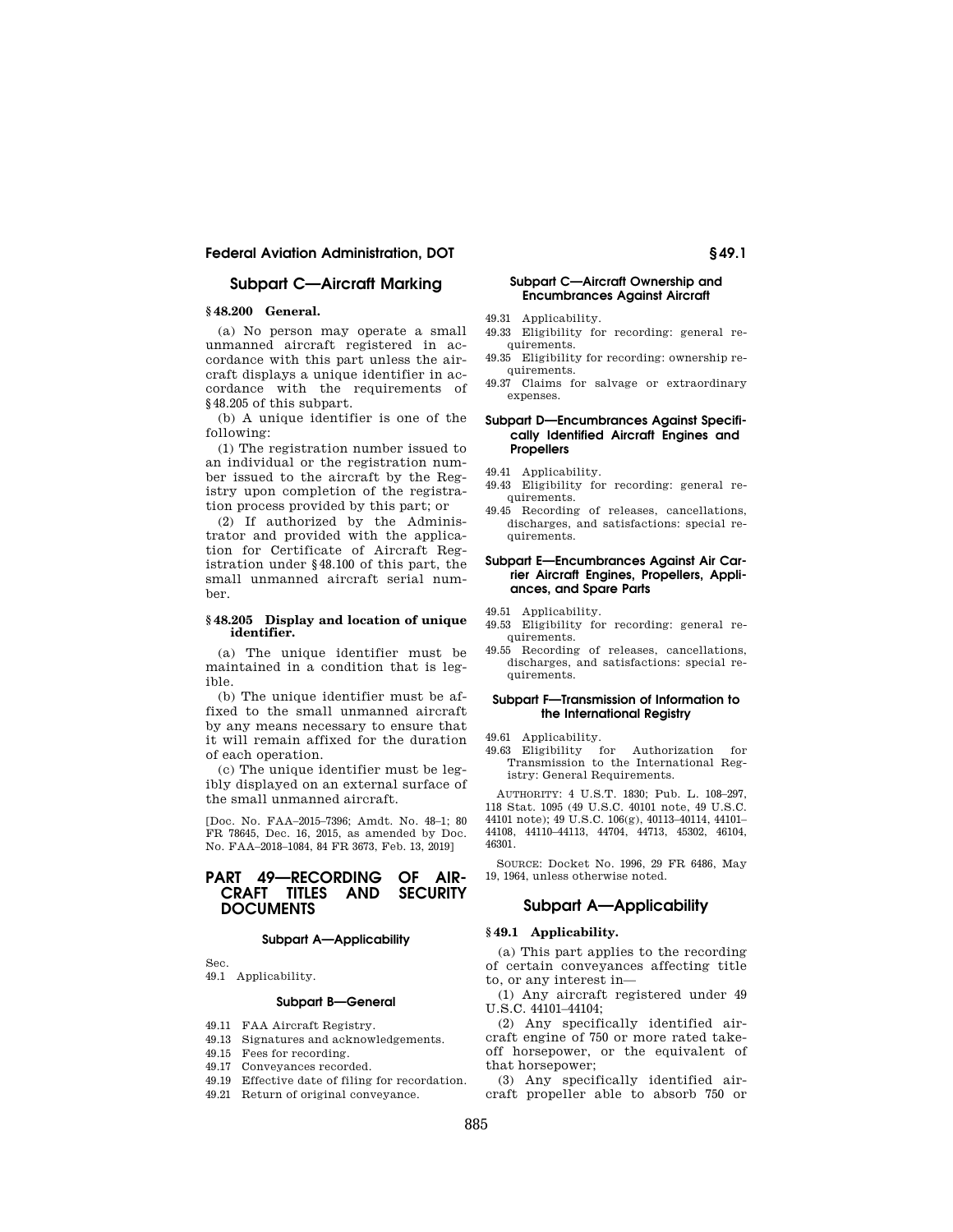## Subpart C—Aircraft Marking

### § 48.200 General.

(a) No person may operate a small unmanned aircraft registered in accordance with this part unless the aircraft displays a unique identifier in accordance with the requirements of §48.205 of this subpart.

(b) A unique identifier is one of the following:

(1) The registration number issued to an individual or the registration number issued to the aircraft by the Registry upon completion of the registration process provided by this part; or

(2) If authorized by the Administrator and provided with the application for Certificate of Aircraft Registration under §48.100 of this part, the small unmanned aircraft serial number.

### § 48.205 Display and location of unique identifier.

(a) The unique identifier must be maintained in a condition that is legible.

(b) The unique identifier must be affixed to the small unmanned aircraft by any means necessary to ensure that it will remain affixed for the duration of each operation.

(c) The unique identifier must be legibly displayed on an external surface of the small unmanned aircraft.

[Doc. No. FAA–2015–7396; Amdt. No. 48–1; 80 FR 78645, Dec. 16, 2015, as amended by Doc. No. FAA–2018–1084, 84 FR 3673, Feb. 13, 2019]

# PART 49—RECORDING OF AIRCRAFT TITLES AND SECURITY DOCUMENTS

#### Subpart A—Applicability

Sec.
49.1 Applicability.

#### Subpart B—General

49.11 FAA Aircraft Registry.
49.13 Signatures and acknowledgements.
49.15 Fees for recording.
49.17 Conveyances recorded.
49.19 Effective date of filing for recordation.
49.21 Return of original conveyance.

#### Subpart C—Aircraft Ownership and Encumbrances Against Aircraft

49.31 Applicability.
49.33 Eligibility for recording: general requirements.
49.35 Eligibility for recording: ownership requirements.
49.37 Claims for salvage or extraordinary expenses.

#### Subpart D—Encumbrances Against Specifically Identified Aircraft Engines and Propellers

49.41 Applicability.
49.43 Eligibility for recording: general requirements.
49.45 Recording of releases, cancellations, discharges, and satisfactions: special requirements.

#### Subpart E—Encumbrances Against Air Carrier Aircraft Engines, Propellers, Appliances, and Spare Parts

49.51 Applicability.
49.53 Eligibility for recording: general requirements.
49.55 Recording of releases, cancellations, discharges, and satisfactions: special requirements.

#### Subpart F—Transmission of Information to the International Registry

49.61 Applicability.
49.63 Eligibility for Authorization for Transmission to the International Registry: General Requirements.

AUTHORITY: 4 U.S.T. 1830; Pub. L. 108–297, 118 Stat. 1095 (49 U.S.C. 40101 note, 49 U.S.C. 44101 note); 49 U.S.C. 106(g), 40113–40114, 44101–44108, 44110–44113, 44704, 44713, 45302, 46104, 46301.

SOURCE: Docket No. 1996, 29 FR 6486, May 19, 1964, unless otherwise noted.

## Subpart A—Applicability

### § 49.1 Applicability.

(a) This part applies to the recording of certain conveyances affecting title to, or any interest in—

(1) Any aircraft registered under 49 U.S.C. 44101–44104;

(2) Any specifically identified aircraft engine of 750 or more rated takeoff horsepower, or the equivalent of that horsepower;

(3) Any specifically identified aircraft propeller able to absorb 750 or